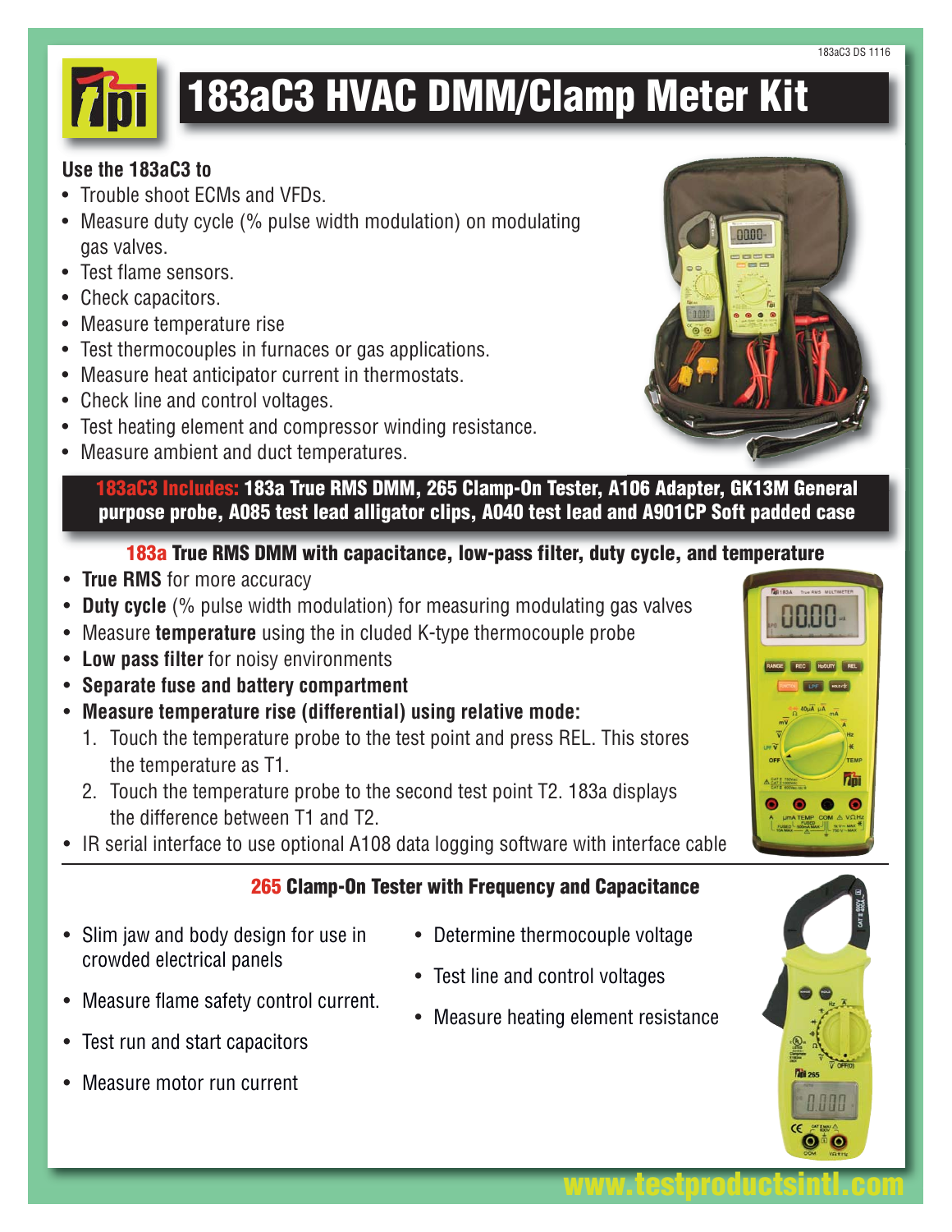# 183aC3 HVAC DMM/Clamp Meter Kit

**Use the 183aC3 to**

- Trouble shoot ECMs and VFDs.
- Measure duty cycle (% pulse width modulation) on modulating gas valves.
- Test flame sensors.
- Check capacitors.
- Measure temperature rise
- Test thermocouples in furnaces or gas applications.
- Measure heat anticipator current in thermostats.
- Check line and control voltages.
- Test heating element and compressor winding resistance.
- Measure ambient and duct temperatures.

**183aC3 Includes: 183a True RMS DMM, 265 Clamp-On Tester, A106 Adapter, GK13M General purpose probe, A085 test lead alligator clips, A040 test lead and A901CP Soft padded case**

## 183a True RMS DMM with capacitance, low-pass filter, duty cycle, and temperature

- **True RMS** for more accuracy
- **Duty cycle** (% pulse width modulation) for measuring modulating gas valves
- Measure **temperature** using the in cluded K-type thermocouple probe
- **Low pass filter** for noisy environments
- **Separate fuse and battery compartment**
- **Measure temperature rise (differential) using relative mode:**
  1. Touch the temperature probe to the test point and press REL. This stores the temperature as T1.
  2. Touch the temperature probe to the second test point T2. 183a displays the difference between T1 and T2.
- IR serial interface to use optional A108 data logging software with interface cable

## 265 Clamp-On Tester with Frequency and Capacitance

- Slim jaw and body design for use in crowded electrical panels
- Measure flame safety control current.
- Test run and start capacitors
- Measure motor run current
- Determine thermocouple voltage
- Test line and control voltages
- Measure heating element resistance

www.testproductsintl.com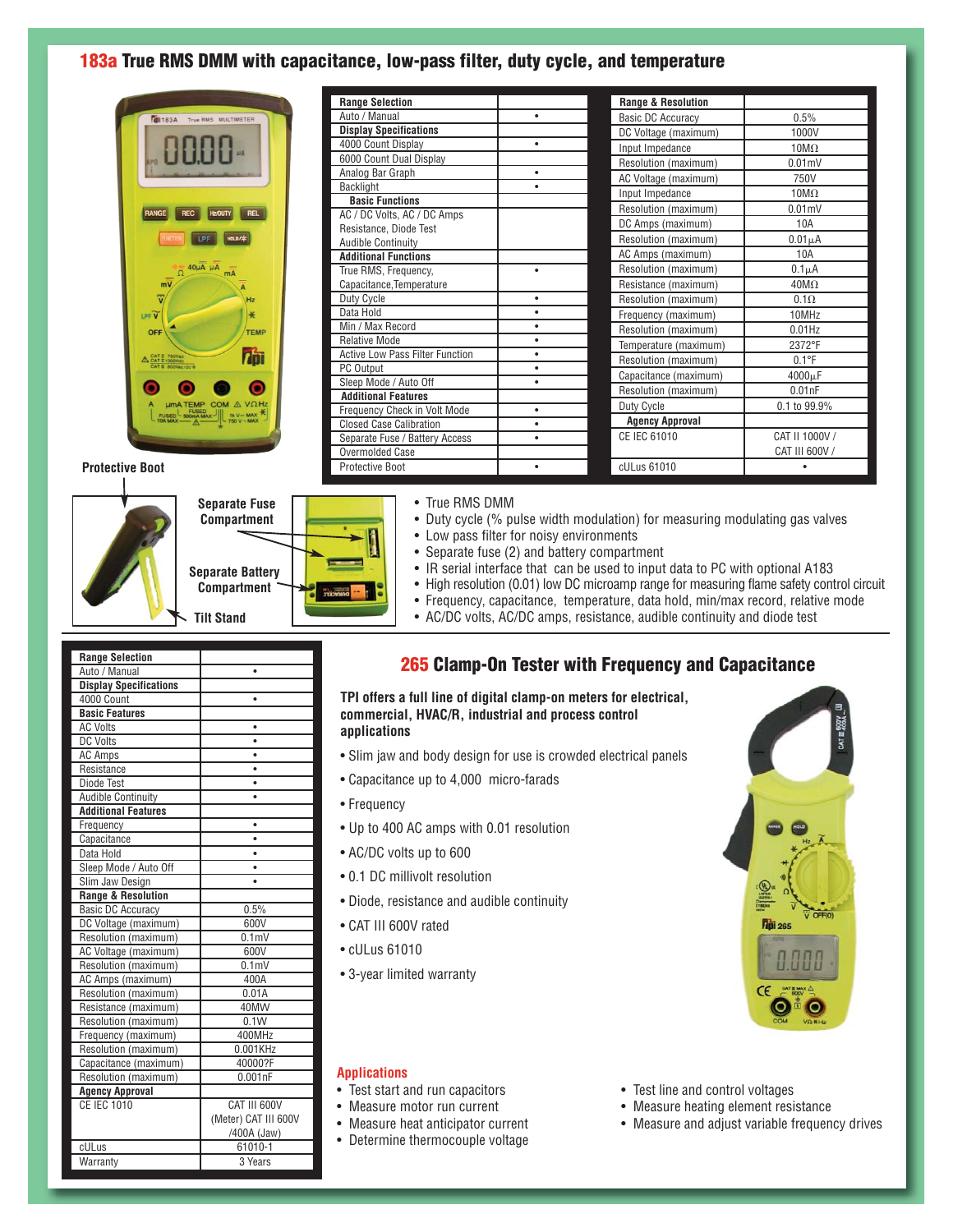# 183a True RMS DMM with capacitance, low-pass filter, duty cycle, and temperature

| | |
|---|---|
| **Range Selection** | |
| Auto / Manual | • |
| **Display Specifications** | |
| 4000 Count Display | • |
| 6000 Count Dual Display | |
| Analog Bar Graph | • |
| Backlight | • |
| **Basic Functions** | |
| AC / DC Volts, AC / DC Amps Resistance, Diode Test Audible Continuity | |
| **Additional Functions** | |
| True RMS, Frequency, Capacitance,Temperature | • |
| Duty Cycle | • |
| Data Hold | • |
| Min / Max Record | • |
| Relative Mode | • |
| Active Low Pass Filter Function | • |
| PC Output | • |
| Sleep Mode / Auto Off | • |
| **Additional Features** | |
| Frequency Check in Volt Mode | • |
| Closed Case Calibration | • |
| Separate Fuse / Battery Access | • |
| Overmolded Case | |
| Protective Boot | • |

| | |
|---|---|
| **Range & Resolution** | |
| Basic DC Accuracy | 0.5% |
| DC Voltage (maximum) | 1000V |
| Input Impedance | 10MΩ |
| Resolution (maximum) | 0.01mV |
| AC Voltage (maximum) | 750V |
| Input Impedance | 10MΩ |
| Resolution (maximum) | 0.01mV |
| DC Amps (maximum) | 10A |
| Resolution (maximum) | 0.01µA |
| AC Amps (maximum) | 10A |
| Resolution (maximum) | 0.1µA |
| Resistance (maximum) | 40MΩ |
| Resolution (maximum) | 0.1Ω |
| Frequency (maximum) | 10MHz |
| Resolution (maximum) | 0.01Hz |
| Temperature (maximum) | 2372°F |
| Resolution (maximum) | 0.1°F |
| Capacitance (maximum) | 4000µF |
| Resolution (maximum) | 0.01nF |
| Duty Cycle | 0.1 to 99.9% |
| **Agency Approval** | |
| CE IEC 61010 | CAT II 1000V / CAT III 600V / |
| cULus 61010 | • |

Protective Boot

Separate Fuse Compartment

Separate Battery Compartment

Tilt Stand

- True RMS DMM
- Duty cycle (% pulse width modulation) for measuring modulating gas valves
- Low pass filter for noisy environments
- Separate fuse (2) and battery compartment
- IR serial interface that can be used to input data to PC with optional A183
- High resolution (0.01) low DC microamp range for measuring flame safety control circuit
- Frequency, capacitance, temperature, data hold, min/max record, relative mode
- AC/DC volts, AC/DC amps, resistance, audible continuity and diode test

## 265 Clamp-On Tester with Frequency and Capacitance

| | |
|---|---|
| **Range Selection** | |
| Auto / Manual | • |
| **Display Specifications** | |
| 4000 Count | • |
| **Basic Features** | |
| AC Volts | • |
| DC Volts | • |
| AC Amps | • |
| Resistance | • |
| Diode Test | • |
| Audible Continuity | • |
| **Additional Features** | |
| Frequency | • |
| Capacitance | • |
| Data Hold | • |
| Sleep Mode / Auto Off | • |
| Slim Jaw Design | • |
| **Range & Resolution** | |
| Basic DC Accuracy | 0.5% |
| DC Voltage (maximum) | 600V |
| Resolution (maximum) | 0.1mV |
| AC Voltage (maximum) | 600V |
| Resolution (maximum) | 0.1mV |
| AC Amps (maximum) | 400A |
| Resolution (maximum) | 0.01A |
| Resistance (maximum) | 40MW |
| Resolution (maximum) | 0.1W |
| Frequency (maximum) | 400MHz |
| Resolution (maximum) | 0.001KHz |
| Capacitance (maximum) | 40000?F |
| Resolution (maximum) | 0.001nF |
| **Agency Approval** | |
| CE IEC 1010 | CAT III 600V (Meter) CAT III 600V /400A (Jaw) |
| cULus | 61010-1 |
| Warranty | 3 Years |

**TPI offers a full line of digital clamp-on meters for electrical, commercial, HVAC/R, industrial and process control applications**

- Slim jaw and body design for use is crowded electrical panels
- Capacitance up to 4,000 micro-farads
- Frequency
- Up to 400 AC amps with 0.01 resolution
- AC/DC volts up to 600
- 0.1 DC millivolt resolution
- Diode, resistance and audible continuity
- CAT III 600V rated
- cULus 61010
- 3-year limited warranty

### Applications

- Test start and run capacitors
- Measure motor run current
- Measure heat anticipator current
- Determine thermocouple voltage
- Test line and control voltages
- Measure heating element resistance
- Measure and adjust variable frequency drives